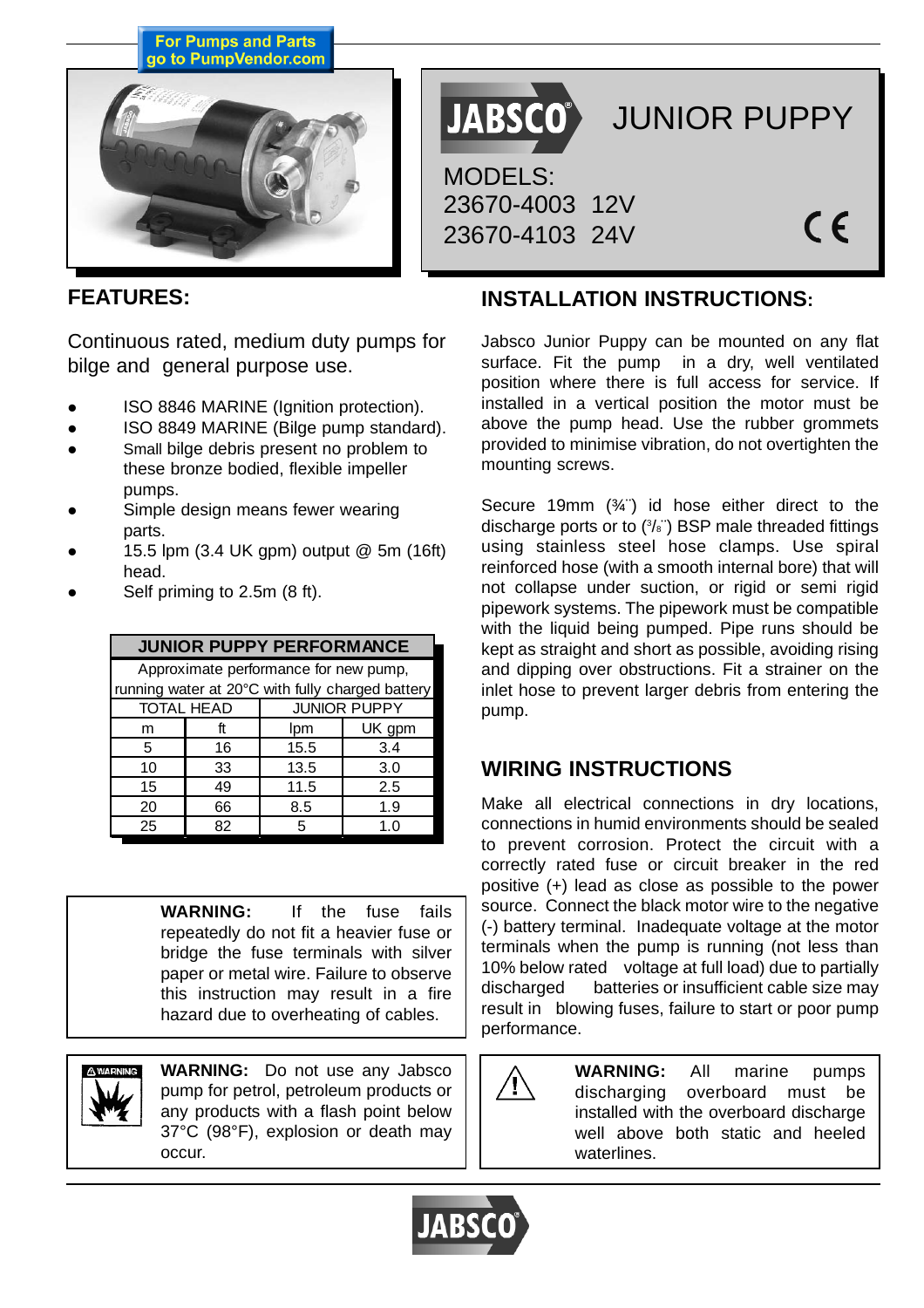For Pumps and Parts go to PumpVendor.com

# JABSCO JUNIOR PUPPY

MODELS:
23670-4003 12V
23670-4103 24V

## FEATURES:

Continuous rated, medium duty pumps for bilge and general purpose use.

- ISO 8846 MARINE (Ignition protection).
- ISO 8849 MARINE (Bilge pump standard).
- Small bilge debris present no problem to these bronze bodied, flexible impeller pumps.
- Simple design means fewer wearing parts.
- 15.5 lpm (3.4 UK gpm) output @ 5m (16ft) head.
- Self priming to 2.5m (8 ft).

**JUNIOR PUPPY PERFORMANCE**

Approximate performance for new pump, running water at 20°C with fully charged battery

| TOTAL HEAD | | JUNIOR PUPPY | |
|---|---|---|---|
| m | ft | lpm | UK gpm |
| 5 | 16 | 15.5 | 3.4 |
| 10 | 33 | 13.5 | 3.0 |
| 15 | 49 | 11.5 | 2.5 |
| 20 | 66 | 8.5 | 1.9 |
| 25 | 82 | 5 | 1.0 |

**WARNING:** If the fuse fails repeatedly do not fit a heavier fuse or bridge the fuse terminals with silver paper or metal wire. Failure to observe this instruction may result in a fire hazard due to overheating of cables.

**WARNING:** Do not use any Jabsco pump for petrol, petroleum products or any products with a flash point below 37°C (98°F), explosion or death may occur.

## INSTALLATION INSTRUCTIONS:

Jabsco Junior Puppy can be mounted on any flat surface. Fit the pump in a dry, well ventilated position where there is full access for service. If installed in a vertical position the motor must be above the pump head. Use the rubber grommets provided to minimise vibration, do not overtighten the mounting screws.

Secure 19mm (¾") id hose either direct to the discharge ports or to (3/8") BSP male threaded fittings using stainless steel hose clamps. Use spiral reinforced hose (with a smooth internal bore) that will not collapse under suction, or rigid or semi rigid pipework systems. The pipework must be compatible with the liquid being pumped. Pipe runs should be kept as straight and short as possible, avoiding rising and dipping over obstructions. Fit a strainer on the inlet hose to prevent larger debris from entering the pump.

## WIRING INSTRUCTIONS

Make all electrical connections in dry locations, connections in humid environments should be sealed to prevent corrosion. Protect the circuit with a correctly rated fuse or circuit breaker in the red positive (+) lead as close as possible to the power source. Connect the black motor wire to the negative (-) battery terminal. Inadequate voltage at the motor terminals when the pump is running (not less than 10% below rated voltage at full load) due to partially discharged batteries or insufficient cable size may result in blowing fuses, failure to start or poor pump performance.

**WARNING:** All marine pumps discharging overboard must be installed with the overboard discharge well above both static and heeled waterlines.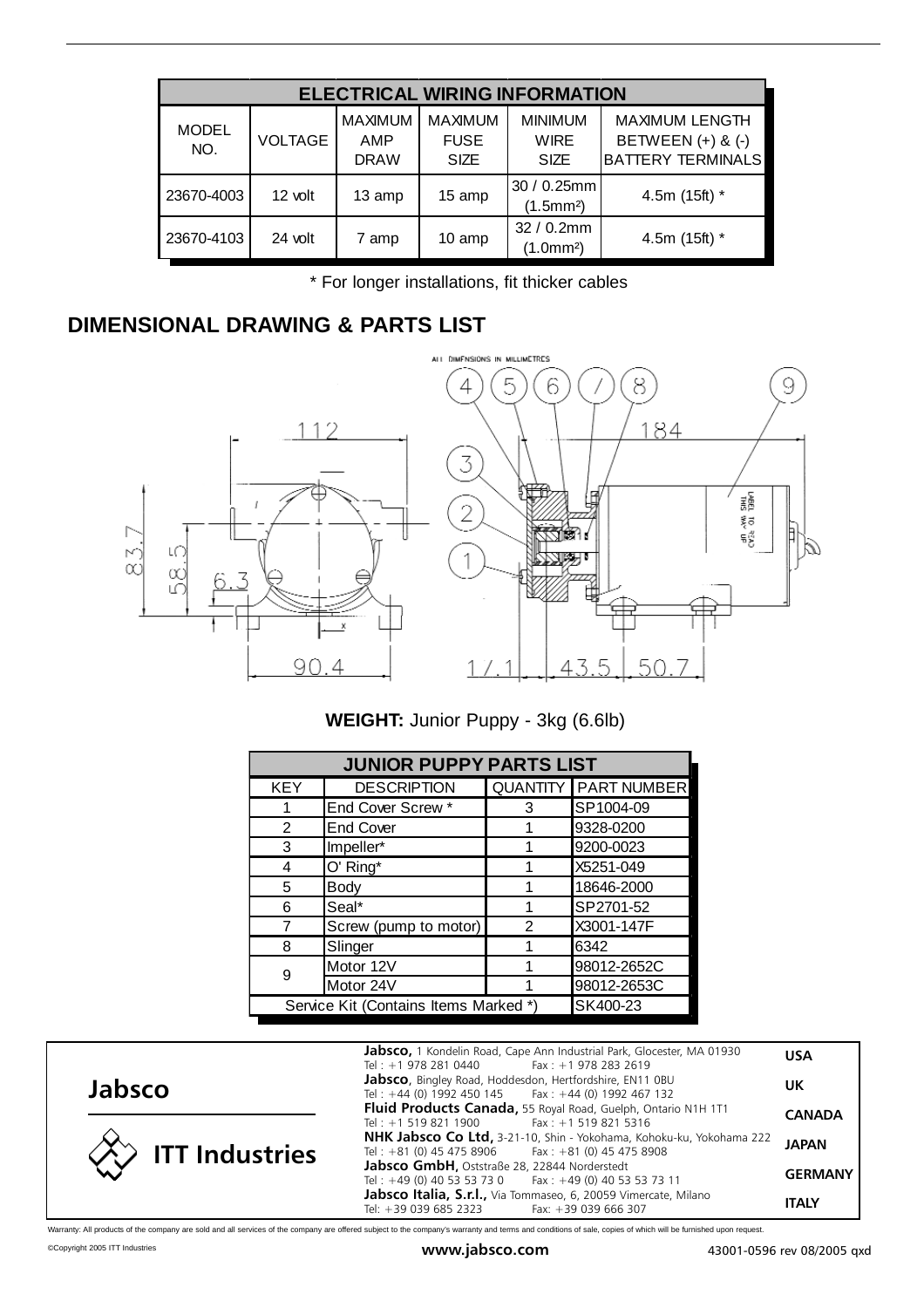| ELECTRICAL WIRING INFORMATION | | | | | |
|---|---|---|---|---|---|
| MODEL NO. | VOLTAGE | MAXIMUM AMP DRAW | MAXIMUM FUSE SIZE | MINIMUM WIRE SIZE | MAXIMUM LENGTH BETWEEN (+) & (-) BATTERY TERMINALS |
| 23670-4003 | 12 volt | 13 amp | 15 amp | 30 / 0.25mm ($1.5mm^2$) | 4.5m (15ft) * |
| 23670-4103 | 24 volt | 7 amp | 10 amp | 32 / 0.2mm ($1.0mm^2$) | 4.5m (15ft) * |

\* For longer installations, fit thicker cables

## DIMENSIONAL DRAWING & PARTS LIST

ALL DIMENSIONS IN MILLIMETRES

112

184

83.7

58.5

6.3

90.4

17.1

43.5

50.7

LABEL TO READ THIS WAY UP

**WEIGHT:** Junior Puppy - 3kg (6.6lb)

| JUNIOR PUPPY PARTS LIST | | | |
|---|---|---|---|
| KEY | DESCRIPTION | QUANTITY | PART NUMBER |
| 1 | End Cover Screw * | 3 | SP1004-09 |
| 2 | End Cover | 1 | 9328-0200 |
| 3 | Impeller* | 1 | 9200-0023 |
| 4 | O' Ring* | 1 | X5251-049 |
| 5 | Body | 1 | 18646-2000 |
| 6 | Seal* | 1 | SP2701-52 |
| 7 | Screw (pump to motor) | 2 | X3001-147F |
| 8 | Slinger | 1 | 6342 |
| 9 | Motor 12V | 1 | 98012-2652C |
| | Motor 24V | 1 | 98012-2653C |
| Service Kit (Contains Items Marked *) | | | SK400-23 |

**Jabsco**

**ITT Industries**

**Jabsco,** 1 Kondelin Road, Cape Ann Industrial Park, Glocester, MA 01930
Tel : +1 978 281 0440 Fax : +1 978 283 2619 — **USA**

**Jabsco**, Bingley Road, Hoddesdon, Hertfordshire, EN11 0BU
Tel : +44 (0) 1992 450 145 Fax : +44 (0) 1992 467 132 — **UK**

**Fluid Products Canada,** 55 Royal Road, Guelph, Ontario N1H 1T1
Tel : +1 519 821 1900 Fax : +1 519 821 5316 — **CANADA**

**NHK Jabsco Co Ltd,** 3-21-10, Shin - Yokohama, Kohoku-ku, Yokohama 222
Tel : +81 (0) 45 475 8906 Fax : +81 (0) 45 475 8908 — **JAPAN**

**Jabsco GmbH,** Oststraße 28, 22844 Norderstedt
Tel : +49 (0) 40 53 53 73 0 Fax : +49 (0) 40 53 53 73 11 — **GERMANY**

**Jabsco Italia, S.r.l.,** Via Tommaseo, 6, 20059 Vimercate, Milano
Tel: +39 039 685 2323 Fax: +39 039 666 307 — **ITALY**

Warranty: All products of the company are sold and all services of the company are offered subject to the company's warranty and terms and conditions of sale, copies of which will be furnished upon request.

©Copyright 2005 ITT Industries

**www.jabsco.com**

43001-0596 rev 08/2005 qxd